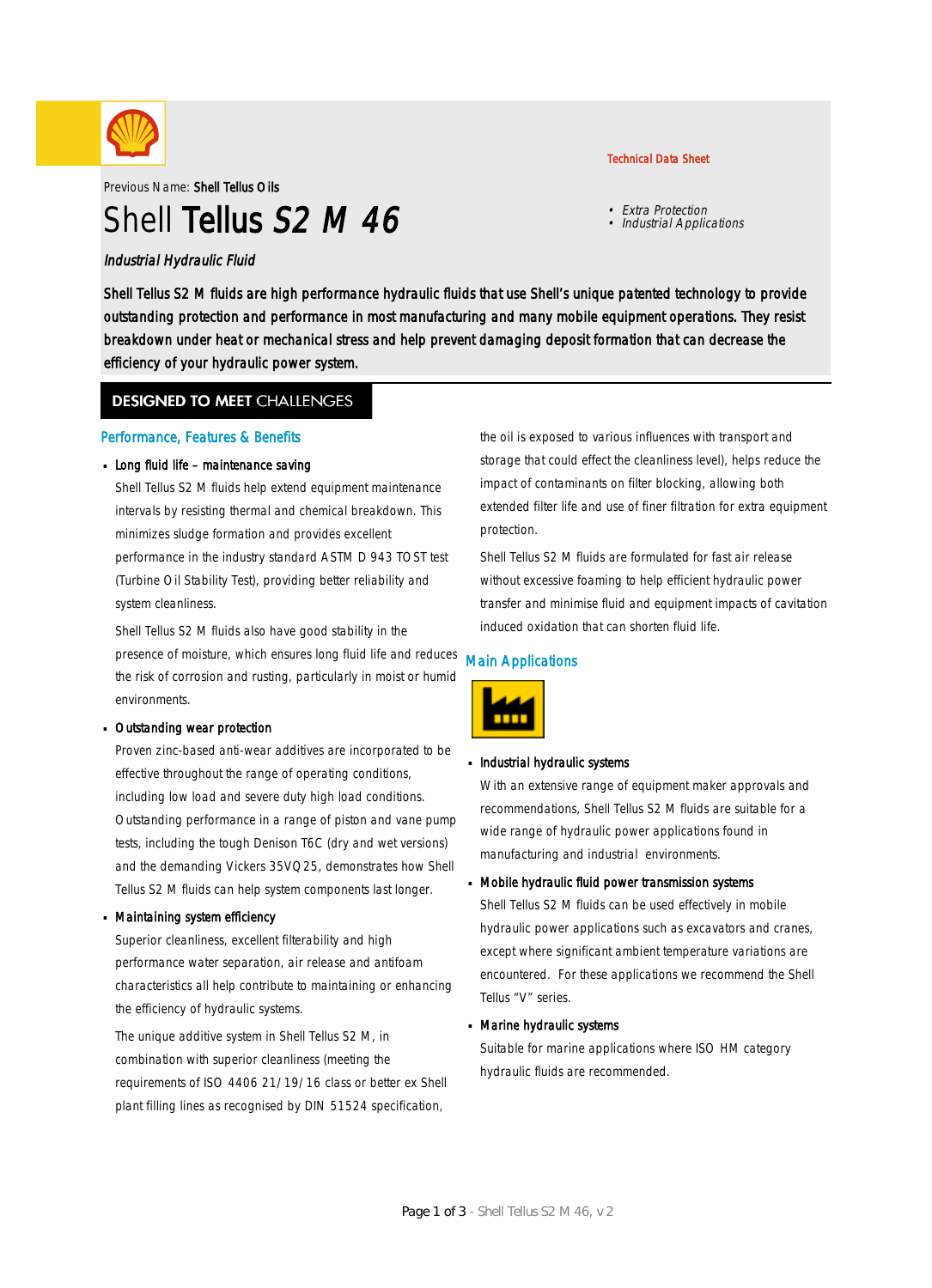Technical Data Sheet

Previous Name: **Shell Tellus Oils**

# Shell **Tellus** *S2 M 46*

- *Extra Protection*
- *Industrial Applications*

*Industrial Hydraulic Fluid*

Shell Tellus S2 M fluids are high performance hydraulic fluids that use Shell's unique patented technology to provide outstanding protection and performance in most manufacturing and many mobile equipment operations. They resist breakdown under heat or mechanical stress and help prevent damaging deposit formation that can decrease the efficiency of your hydraulic power system.

## DESIGNED TO MEET CHALLENGES

### Performance, Features & Benefits

- **Long fluid life – maintenance saving**

  Shell Tellus S2 M fluids help extend equipment maintenance intervals by resisting thermal and chemical breakdown. This minimizes sludge formation and provides excellent performance in the industry standard ASTM D 943 TOST test (Turbine Oil Stability Test), providing better reliability and system cleanliness.

  Shell Tellus S2 M fluids also have good stability in the presence of moisture, which ensures long fluid life and reduces the risk of corrosion and rusting, particularly in moist or humid environments.

- **Outstanding wear protection**

  Proven zinc-based anti-wear additives are incorporated to be effective throughout the range of operating conditions, including low load and severe duty high load conditions. Outstanding performance in a range of piston and vane pump tests, including the tough Denison T6C (dry and wet versions) and the demanding Vickers 35VQ25, demonstrates how Shell Tellus S2 M fluids can help system components last longer.

- **Maintaining system efficiency**

  Superior cleanliness, excellent filterability and high performance water separation, air release and antifoam characteristics all help contribute to maintaining or enhancing the efficiency of hydraulic systems.

  The unique additive system in Shell Tellus S2 M, in combination with superior cleanliness (meeting the requirements of ISO 4406 21/19/16 class or better ex Shell plant filling lines as recognised by DIN 51524 specification, the oil is exposed to various influences with transport and storage that could effect the cleanliness level), helps reduce the impact of contaminants on filter blocking, allowing both extended filter life and use of finer filtration for extra equipment protection.

  Shell Tellus S2 M fluids are formulated for fast air release without excessive foaming to help efficient hydraulic power transfer and minimise fluid and equipment impacts of cavitation induced oxidation that can shorten fluid life.

### Main Applications

- **Industrial hydraulic systems**

  With an extensive range of equipment maker approvals and recommendations, Shell Tellus S2 M fluids are suitable for a wide range of hydraulic power applications found in manufacturing and industrial environments.

- **Mobile hydraulic fluid power transmission systems**

  Shell Tellus S2 M fluids can be used effectively in mobile hydraulic power applications such as excavators and cranes, except where significant ambient temperature variations are encountered. For these applications we recommend the Shell Tellus "V" series.

- **Marine hydraulic systems**

  Suitable for marine applications where ISO HM category hydraulic fluids are recommended.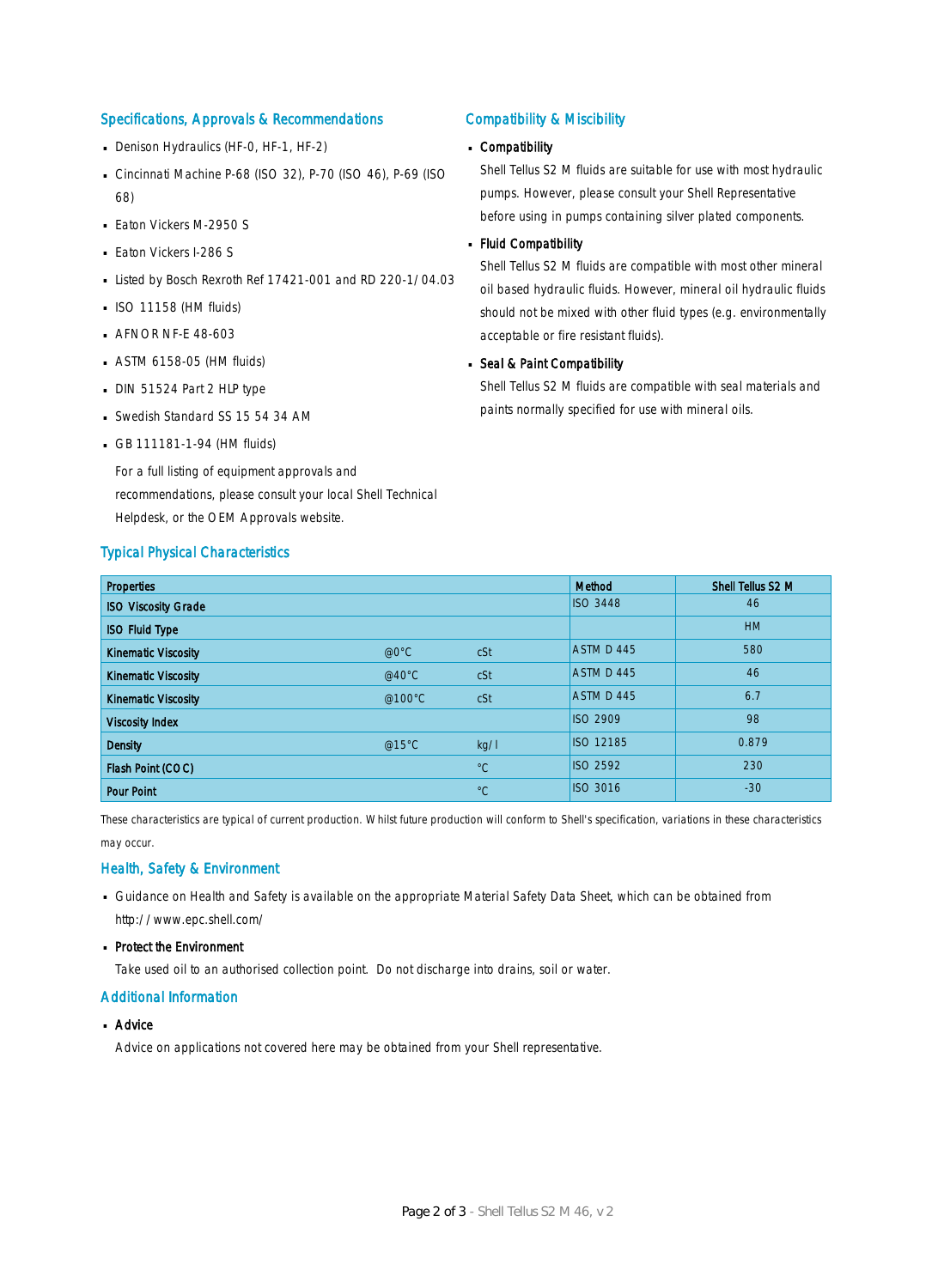## Specifications, Approvals & Recommendations

- Denison Hydraulics (HF-0, HF-1, HF-2)
- Cincinnati Machine P-68 (ISO 32), P-70 (ISO 46), P-69 (ISO 68)
- Eaton Vickers M-2950 S
- Eaton Vickers I-286 S
- Listed by Bosch Rexroth Ref 17421-001 and RD 220-1/04.03
- ISO 11158 (HM fluids)
- AFNOR NF-E 48-603
- ASTM 6158-05 (HM fluids)
- DIN 51524 Part 2 HLP type
- Swedish Standard SS 15 54 34 AM
- GB 111181-1-94 (HM fluids)

  For a full listing of equipment approvals and recommendations, please consult your local Shell Technical Helpdesk, or the OEM Approvals website.

## Compatibility & Miscibility

- **Compatibility**

  Shell Tellus S2 M fluids are suitable for use with most hydraulic pumps. However, please consult your Shell Representative before using in pumps containing silver plated components.

- **Fluid Compatibility**

  Shell Tellus S2 M fluids are compatible with most other mineral oil based hydraulic fluids. However, mineral oil hydraulic fluids should not be mixed with other fluid types (e.g. environmentally acceptable or fire resistant fluids).

- **Seal & Paint Compatibility**

  Shell Tellus S2 M fluids are compatible with seal materials and paints normally specified for use with mineral oils.

## Typical Physical Characteristics

| Properties | | | Method | Shell Tellus S2 M |
|---|---|---|---|---|
| ISO Viscosity Grade | | | ISO 3448 | 46 |
| ISO Fluid Type | | | | HM |
| Kinematic Viscosity | @0°C | cSt | ASTM D 445 | 580 |
| Kinematic Viscosity | @40°C | cSt | ASTM D 445 | 46 |
| Kinematic Viscosity | @100°C | cSt | ASTM D 445 | 6.7 |
| Viscosity Index | | | ISO 2909 | 98 |
| Density | @15°C | kg/l | ISO 12185 | 0.879 |
| Flash Point (COC) | | °C | ISO 2592 | 230 |
| Pour Point | | °C | ISO 3016 | -30 |

These characteristics are typical of current production. Whilst future production will conform to Shell's specification, variations in these characteristics may occur.

## Health, Safety & Environment

- Guidance on Health and Safety is available on the appropriate Material Safety Data Sheet, which can be obtained from http://www.epc.shell.com/
- **Protect the Environment**

  Take used oil to an authorised collection point. Do not discharge into drains, soil or water.

## Additional Information

- **Advice**

  Advice on applications not covered here may be obtained from your Shell representative.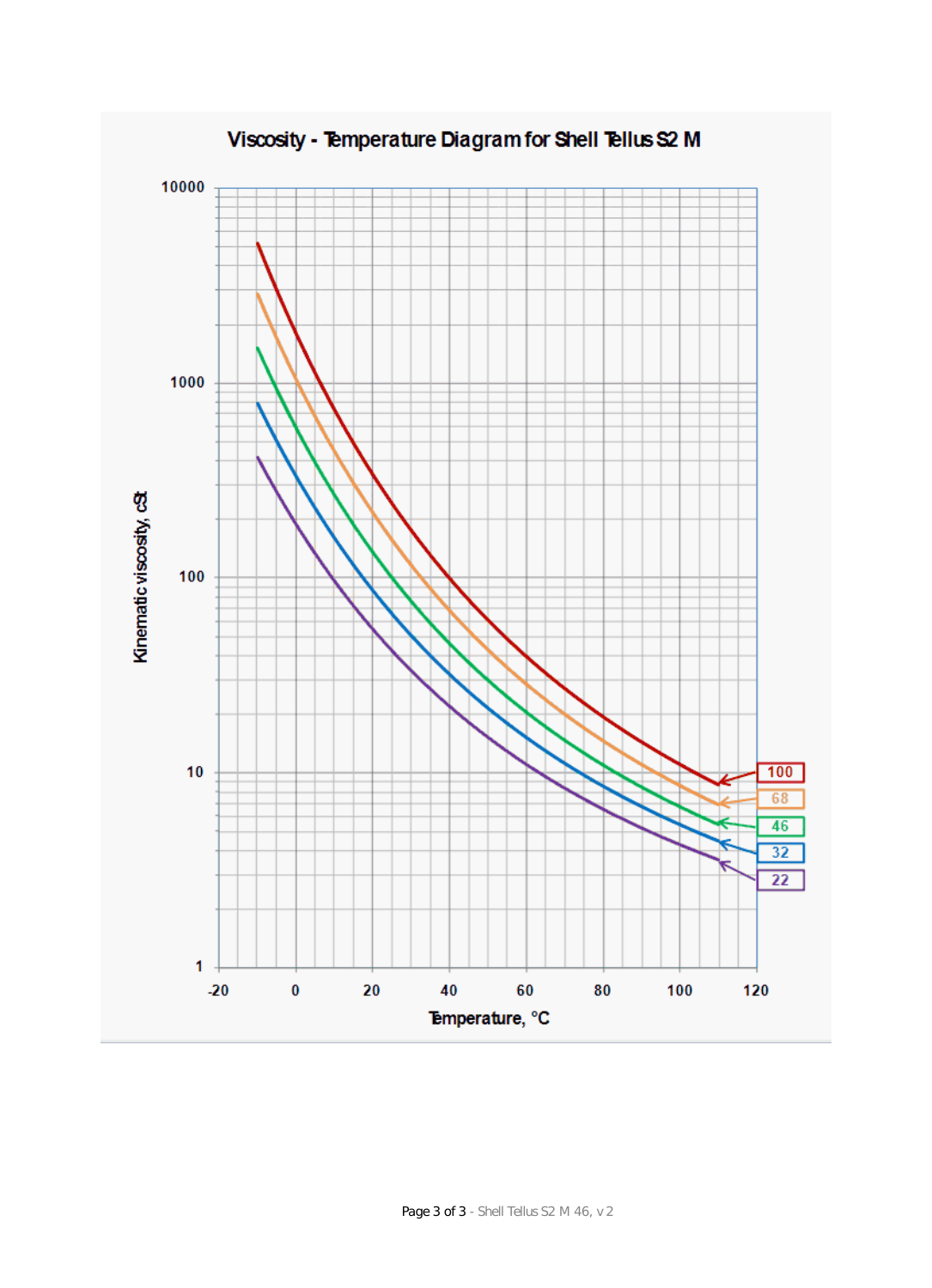Viscosity - Temperature Diagram for Shell Tellus S2 M

Kinematic viscosity, cSt

10000
1000
100
10
1

-20
0
20
40
60
80
100
120

Temperature, °C

100
68
46
32
22